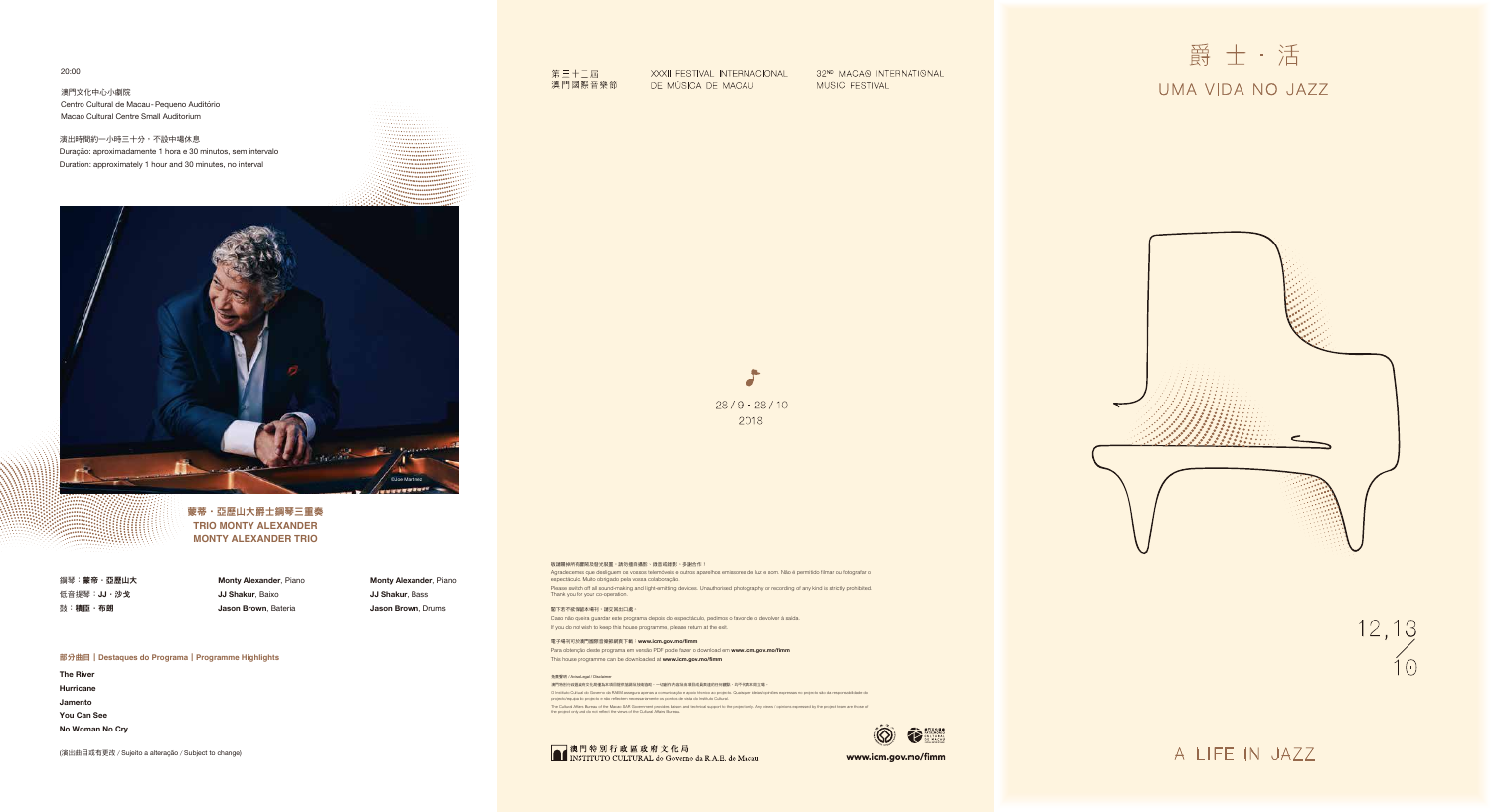20:00

澳門文化中心小劇院
Centro Cultural de Macau - Pequeno Auditório
Macao Cultural Centre Small Auditorium

演出時間約一小時三十分，不設中場休息
Duração: aproximadamente 1 hora e 30 minutos, sem intervalo
Duration: approximately 1 hour and 30 minutes, no interval

©Joe Martinez

## 蒙蒂・亞歷山大爵士鋼琴三重奏
## TRIO MONTY ALEXANDER
## MONTY ALEXANDER TRIO

鋼琴：**蒙蒂・亞歷山大**
低音提琴：**JJ・沙戈**
鼓：**積臣・布朗**

**Monty Alexander**, Piano
**JJ Shakur**, Baixo
**Jason Brown**, Bateria

**Monty Alexander**, Piano
**JJ Shakur**, Bass
**Jason Brown**, Drums

### 部分曲目｜Destaques do Programa｜Programme Highlights

**The River**
**Hurricane**
**Jamento**
**You Can See**
**No Woman No Cry**

(演出曲目或有更改 / Sujeito a alteração / Subject to change)

第三十二屆
澳門國際音樂節

XXXII FESTIVAL INTERNACIONAL DE MÚSICA DE MACAU

32ND MACAO INTERNATIONAL MUSIC FESTIVAL

28/9 - 28/10
2018

敬請關掉所有響鬧及發光裝置，請勿擅自攝影、錄音或錄影，多謝合作！

Agradecemos que desliguem os vossos telemóveis e outros aparelhos emissores de luz e som. Não é permitido filmar ou fotografar o espectáculo. Muito obrigado pela vossa colaboração.

Please switch off all sound-making and light-emitting devices. Unauthorised photography or recording of any kind is strictly prohibited. Thank you for your co-operation.

閣下若不欲保留本場刊，請交回出口處。

Caso não queira guardar este programa depois do espectáculo, pedimos o favor de o devolver à saída.

If you do not wish to keep this house programme, please return at the exit.

電子場刊可於澳門國際音樂節網頁下載：**www.icm.gov.mo/fimm**

Para obtenção deste programa em versão PDF pode fazer o download em **www.icm.gov.mo/fimm**

This house programme can be downloaded at **www.icm.gov.mo/fimm**

免責聲明 / Aviso Legal / Disclaimer

澳門特別行政區政府文化局僅為本項目提供協助及技術支援，一切創作內容與表達均屬項目創作團隊，不代表本局立場。

O Instituto Cultural do Governo da RAEM assegura apenas a comunicação e apoio técnico ao projecto. Quaisquer ideias/opiniões expressas no projecto são da responsabilidade do projecto/equipa do projecto e não reflectem necessariamente os pontos de vista do Instituto Cultural.

The Cultural Affairs Bureau of the Macao SAR Government provides liaison and technical support to the project only. Any views / opinions expressed by the project team are those of the project only and do not reflect the views of the Cultural Affairs Bureau.

澳門特別行政區政府文化局
INSTITUTO CULTURAL do Governo da R.A.E. de Macau

**www.icm.gov.mo/fimm**

# 爵士・活
# UMA VIDA NO JAZZ

12,13/10

# A LIFE IN JAZZ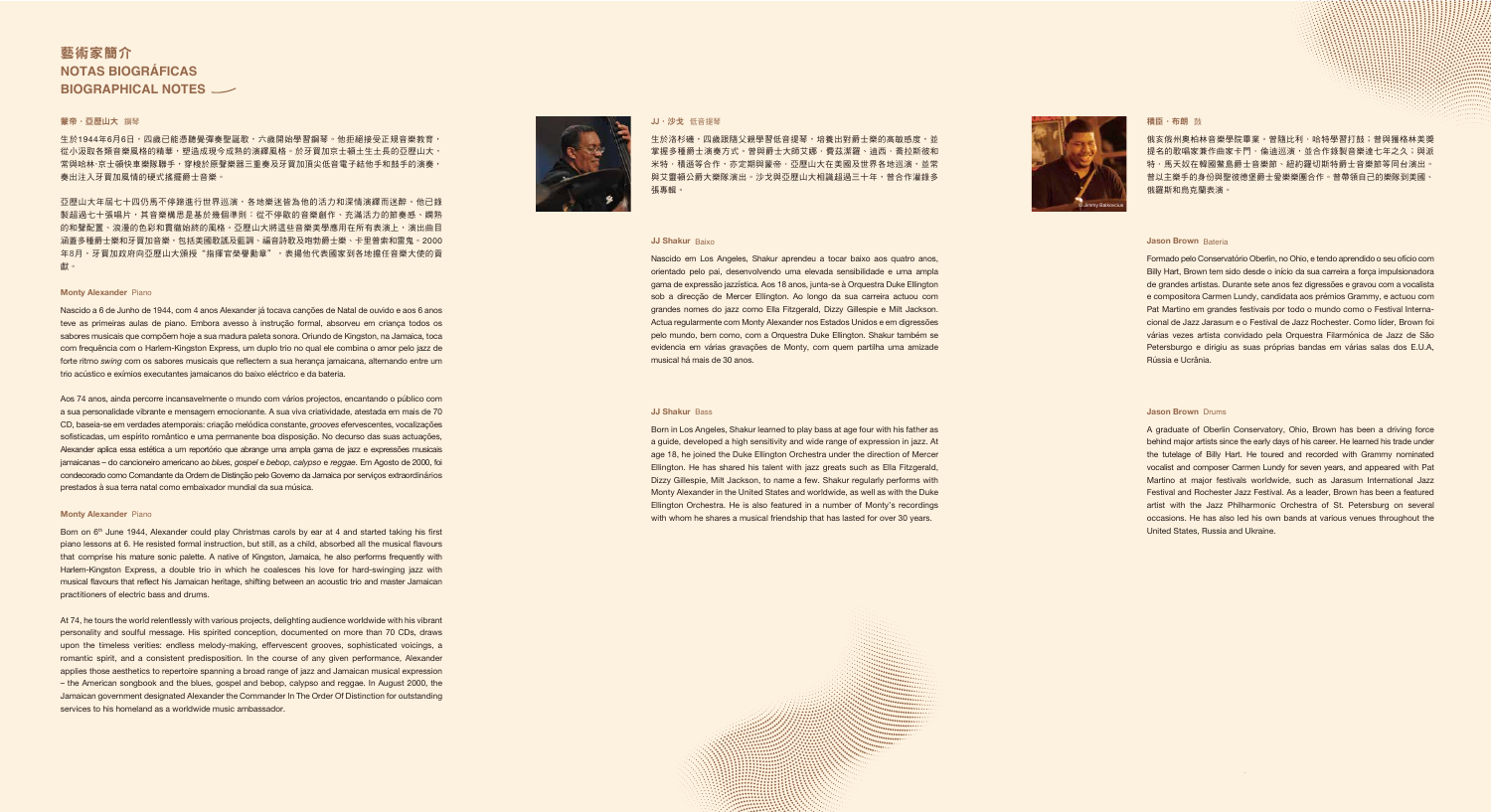# 藝術家簡介
# NOTAS BIOGRÁFICAS
# BIOGRAPHICAL NOTES

### 蒙帝．亞歷山大 鋼琴

生於1944年6月6日，四歲已能憑聽覺彈奏聖誕歌，六歲開始學習鋼琴。他拒絕接受正規音樂教育，從小汲取各類音樂風格的精華，塑造成現今成熟的演繹風格。於牙買加京士頓土生土長的亞歷山大，常與哈林-京士頓快車樂隊聯手，穿梭於原聲樂器三重奏及牙買加頂尖低音電子結他手和鼓手的演奏，奏出注入牙買加風情的硬式搖擺爵士音樂。

亞歷山大年屆七十四仍馬不停蹄進行世界巡演，各地樂迷皆為他的活力和深情演繹而迷醉。他已錄製超過七十張唱片，其音樂構思是基於幾個準則：從不停歇的音樂創作、充滿活力的節奏感、嫻熟的和聲配置、浪漫的色彩和貫徹始終的風格。亞歷山大將這些音樂美學應用在所有表演上，演出曲目涵蓋多種爵士樂和牙買加音樂，包括美國歌謠及藍調、福音詩歌及咆勃爵士樂、卡里普索和雷鬼。2000年8月，牙買加政府向亞歷山大頒授"指揮官榮譽勳章"，表揚他代表國家到各地擔任音樂大使的貢獻。

### Monty Alexander Piano

Nascido a 6 de Junho de 1944, com 4 anos Alexander já tocava canções de Natal de ouvido e aos 6 anos teve as primeiras aulas de piano. Embora avesso à instrução formal, absorveu em criança todos os sabores musicais que compõem hoje a sua madura paleta sonora. Oriundo de Kingston, na Jamaica, toca com frequência com o Harlem-Kingston Express, um duplo trio no qual ele combina o amor pelo jazz de forte ritmo *swing* com os sabores musicais que reflectem a sua herança jamaicana, alternando entre um trio acústico e exímios executantes jamaicanos do baixo eléctrico e da bateria.

Aos 74 anos, ainda percorre incansavelmente o mundo com vários projectos, encantando o público com a sua personalidade vibrante e mensagem emocionante. A sua viva criatividade, atestada em mais de 70 CD, baseia-se em verdades atemporais: criação melódica constante, *grooves* efervescentes, vocalizações sofisticadas, um espírito romântico e uma permanente boa disposição. No decurso das suas actuações, Alexander aplica essa estética a um reportório que abrange uma ampla gama de jazz e expressões musicais jamaicanas – do cancioneiro americano ao *blues*, *gospel* e *bebop*, *calypso* e *reggae*. Em Agosto de 2000, foi condecorado como Comandante da Ordem de Distinção pelo Governo da Jamaica por serviços extraordinários prestados à sua terra natal como embaixador mundial da sua música.

### Monty Alexander Piano

Born on 6th June 1944, Alexander could play Christmas carols by ear at 4 and started taking his first piano lessons at 6. He resisted formal instruction, but still, as a child, absorbed all the musical flavours that comprise his mature sonic palette. A native of Kingston, Jamaica, he also performs frequently with Harlem-Kingston Express, a double trio in which he coalesces his love for hard-swinging jazz with musical flavours that reflect his Jamaican heritage, shifting between an acoustic trio and master Jamaican practitioners of electric bass and drums.

At 74, he tours the world relentlessly with various projects, delighting audience worldwide with his vibrant personality and soulful message. His spirited conception, documented on more than 70 CDs, draws upon the timeless verities: endless melody-making, effervescent grooves, sophisticated voicings, a romantic spirit, and a consistent predisposition. In the course of any given performance, Alexander applies those aesthetics to repertoire spanning a broad range of jazz and Jamaican musical expression – the American songbook and the blues, gospel and bebop, calypso and reggae. In August 2000, the Jamaican government designated Alexander the Commander In The Order Of Distinction for outstanding services to his homeland as a worldwide music ambassador.

### JJ．沙戈 低音提琴

生於洛杉磯，四歲跟隨父親學習低音提琴，培養出對爵士樂的高敏感度，並掌握多種爵士演奏方式。曾與爵士大師艾娜．費茲潔羅、迪西．喬拉斯彼和米特，積遜等合作，亦定期與蒙帝．亞歷山大在美國及世界各地巡演，並常與艾靈頓公爵大樂隊演出。沙戈與亞歷山大相識超過三十年，曾合作灌錄多張專輯。

### JJ Shakur Baixo

Nascido em Los Angeles, Shakur aprendeu a tocar baixo aos quatro anos, orientado pelo pai, desenvolvendo uma elevada sensibilidade e uma ampla gama de expressão jazzística. Aos 18 anos, junta-se à Orquestra Duke Ellington sob a direcção de Mercer Ellington. Ao longo da sua carreira actuou com grandes nomes do jazz como Ella Fitzgerald, Dizzy Gillespie e Milt Jackson. Actua regularmente com Monty Alexander nos Estados Unidos e em digressões pelo mundo, bem como, com a Orquestra Duke Ellington. Shakur também se evidencia em várias gravações de Monty, com quem partilha uma amizade musical há mais de 30 anos.

### JJ Shakur Bass

Born in Los Angeles, Shakur learned to play bass at age four with his father as a guide, developed a high sensitivity and wide range of expression in jazz. At age 18, he joined the Duke Ellington Orchestra under the direction of Mercer Ellington. He has shared his talent with jazz greats such as Ella Fitzgerald, Dizzy Gillespie, Milt Jackson, to name a few. Shakur regularly performs with Monty Alexander in the United States and worldwide, as well as with the Duke Ellington Orchestra. He is also featured in a number of Monty's recordings with whom he shares a musical friendship that has lasted for over 30 years.

© Jimmy Bakkowski

### 積臣．布朗 鼓

俄亥俄州奧柏林音樂學院畢業。曾隨比利．哈特學習打鼓；曾與獲格林美獎提名的歌唱家兼作曲家卡門．倫迪巡演，並合作錄製音樂達七年之久；與派特．馬天奴在韓國紫島爵士音樂節、紐約羅切斯特爵士音樂節等同台演出。曾以主樂手的身份與聖彼德堡爵士愛樂樂團合作。曾帶領自己的樂隊到美國、俄羅斯和烏克蘭表演。

### Jason Brown Bateria

Formado pelo Conservatório Oberlin, no Ohio, e tendo aprendido o seu ofício com Billy Hart, Brown tem sido desde o início da sua carreira a força impulsionadora de grandes artistas. Durante sete anos fez digressões e gravou com a vocalista e compositora Carmen Lundy, candidata aos prémios Grammy, e actuou com Pat Martino em grandes festivais por todo o mundo como o Festival Internacional de Jazz Jarasum e o Festival de Jazz Rochester. Como líder, Brown foi várias vezes artista convidado pela Orquestra Filarmónica de Jazz de São Petersburgo e dirigiu as suas próprias bandas em várias salas dos E.U.A, Rússia e Ucrânia.

### Jason Brown Drums

A graduate of Oberlin Conservatory, Ohio, Brown has been a driving force behind major artists since the early days of his career. He learned his trade under the tutelage of Billy Hart. He toured and recorded with Grammy nominated vocalist and composer Carmen Lundy for seven years, and appeared with Pat Martino at major festivals worldwide, such as Jarasum International Jazz Festival and Rochester Jazz Festival. As a leader, Brown has been a featured artist with the Jazz Philharmonic Orchestra of St. Petersburg on several occasions. He has also led his own bands at various venues throughout the United States, Russia and Ukraine.